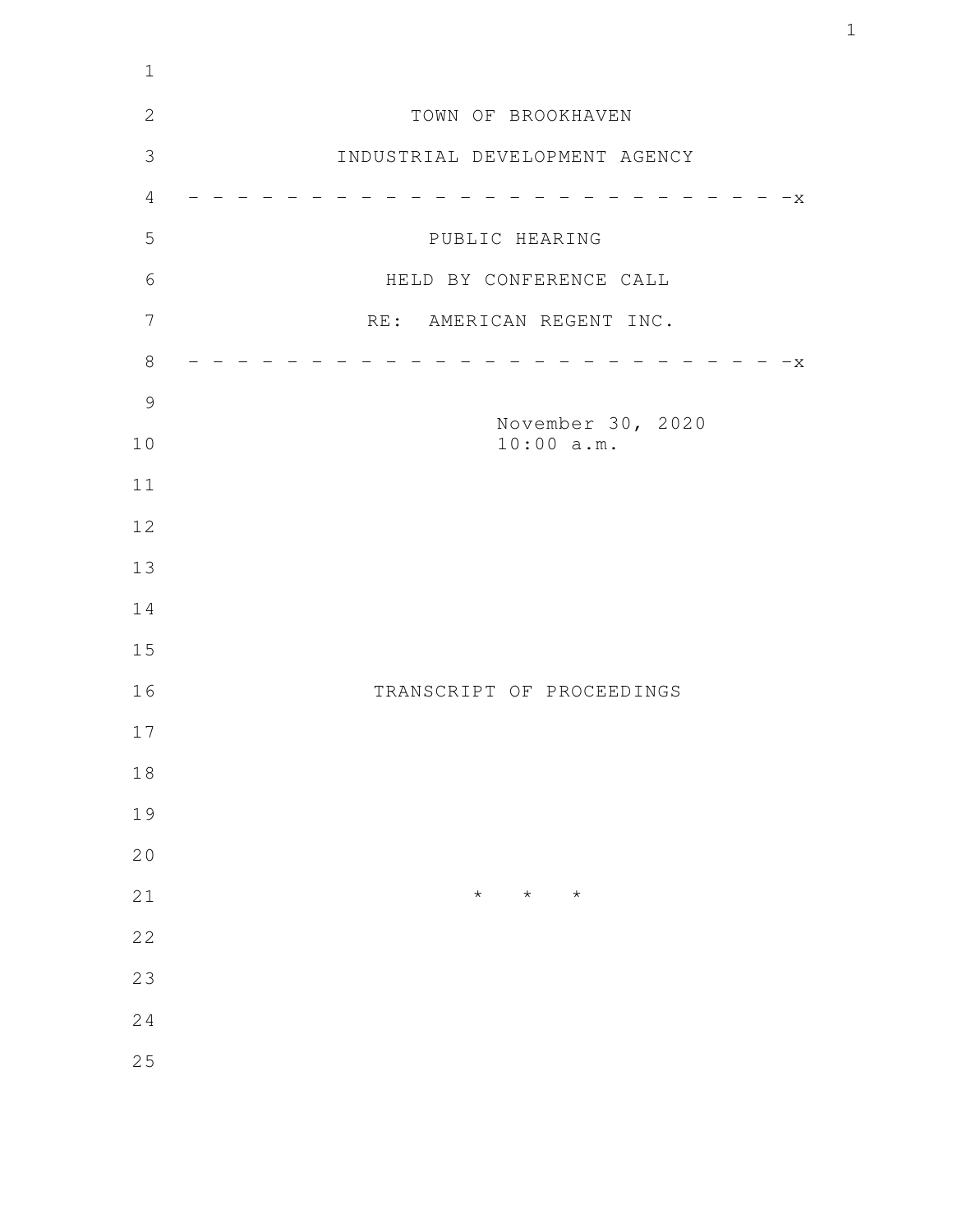TOWN OF BROOKHAVEN

INDUSTRIAL DEVELOPMENT AGENCY

- - - - - - - - - - - - - - - - - - - - - - - - - - - -x

PUBLIC HEARING

HELD BY CONFERENCE CALL

RE: AMERICAN REGENT INC.

- - - - - - - - - - - - - - - - - - - - - - - - - - - -x

November 30, 2020
10:00 a.m.

TRANSCRIPT OF PROCEEDINGS

* * *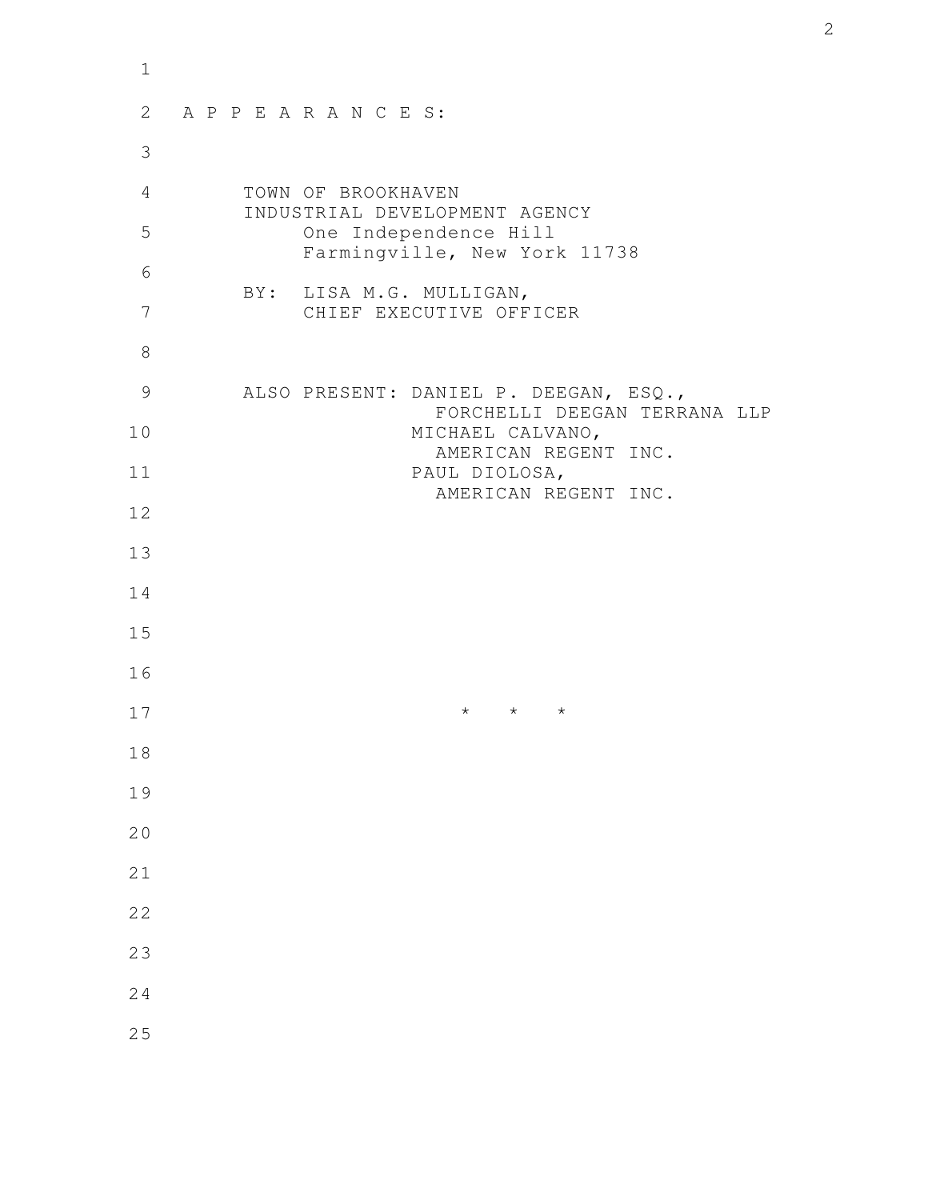A P P E A R A N C E S:

TOWN OF BROOKHAVEN
INDUSTRIAL DEVELOPMENT AGENCY
One Independence Hill
Farmingville, New York 11738

BY: LISA M.G. MULLIGAN,
CHIEF EXECUTIVE OFFICER

ALSO PRESENT: DANIEL P. DEEGAN, ESQ.,
FORCHELLI DEEGAN TERRANA LLP
MICHAEL CALVANO,
AMERICAN REGENT INC.
PAUL DIOLOSA,
AMERICAN REGENT INC.

* * *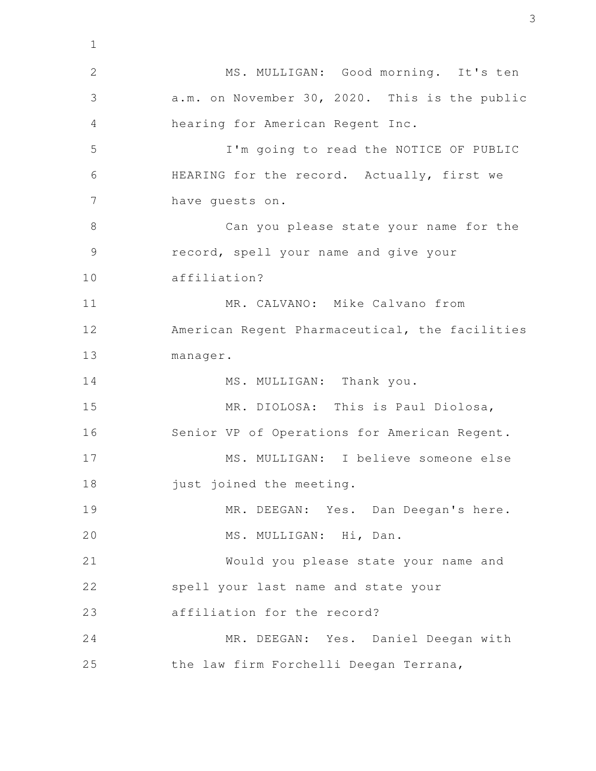MS. MULLIGAN: Good morning. It's ten a.m. on November 30, 2020. This is the public hearing for American Regent Inc.

I'm going to read the NOTICE OF PUBLIC HEARING for the record. Actually, first we have guests on.

Can you please state your name for the record, spell your name and give your affiliation?

MR. CALVANO: Mike Calvano from American Regent Pharmaceutical, the facilities manager.

MS. MULLIGAN: Thank you.

MR. DIOLOSA: This is Paul Diolosa, Senior VP of Operations for American Regent.

MS. MULLIGAN: I believe someone else just joined the meeting.

MR. DEEGAN: Yes. Dan Deegan's here.

MS. MULLIGAN: Hi, Dan.

Would you please state your name and spell your last name and state your affiliation for the record?

MR. DEEGAN: Yes. Daniel Deegan with the law firm Forchelli Deegan Terrana,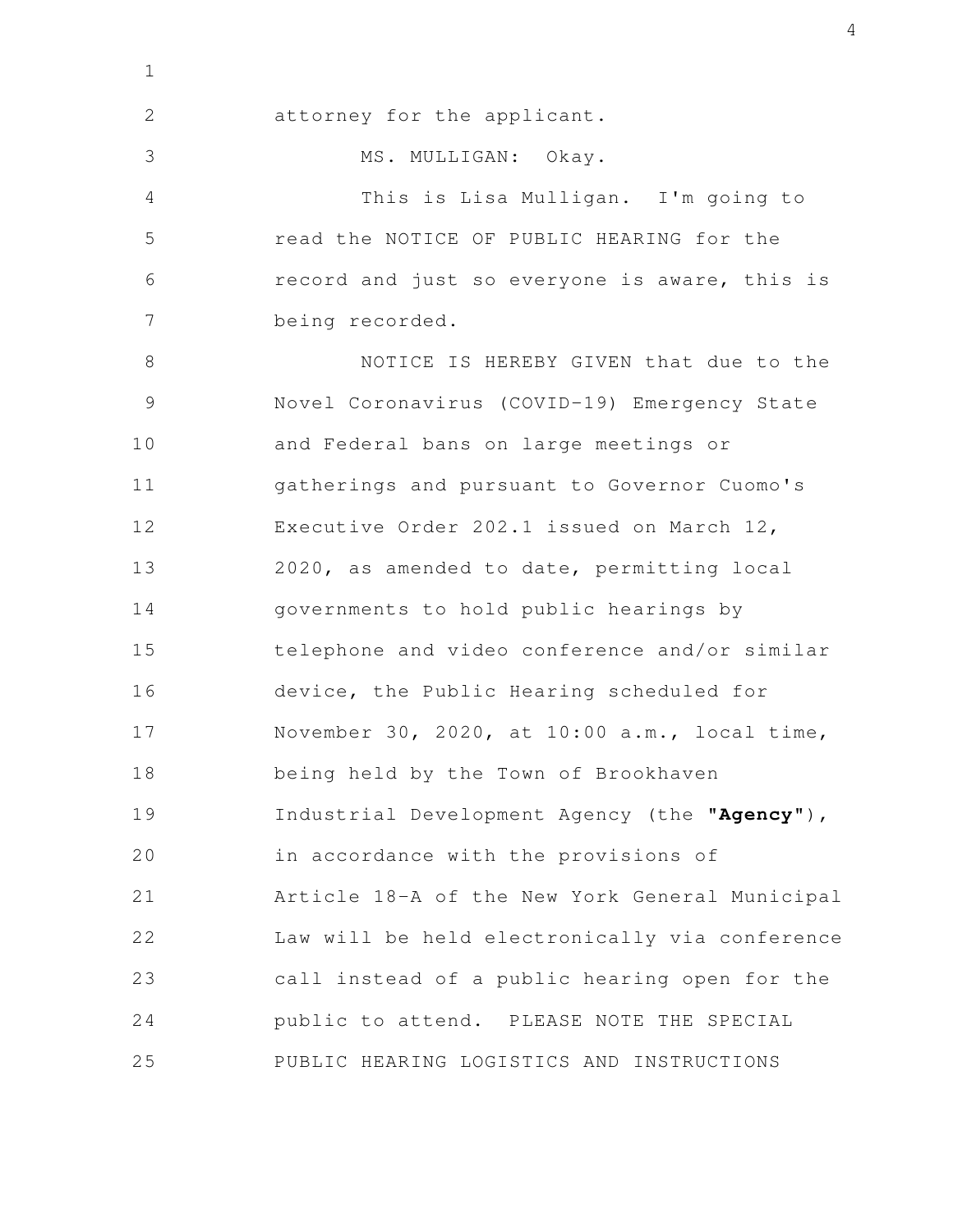attorney for the applicant.

MS. MULLIGAN: Okay.

This is Lisa Mulligan. I'm going to read the NOTICE OF PUBLIC HEARING for the record and just so everyone is aware, this is being recorded.

NOTICE IS HEREBY GIVEN that due to the Novel Coronavirus (COVID-19) Emergency State and Federal bans on large meetings or gatherings and pursuant to Governor Cuomo's Executive Order 202.1 issued on March 12, 2020, as amended to date, permitting local governments to hold public hearings by telephone and video conference and/or similar device, the Public Hearing scheduled for November 30, 2020, at 10:00 a.m., local time, being held by the Town of Brookhaven Industrial Development Agency (the **"Agency"**), in accordance with the provisions of Article 18-A of the New York General Municipal Law will be held electronically via conference call instead of a public hearing open for the public to attend. PLEASE NOTE THE SPECIAL PUBLIC HEARING LOGISTICS AND INSTRUCTIONS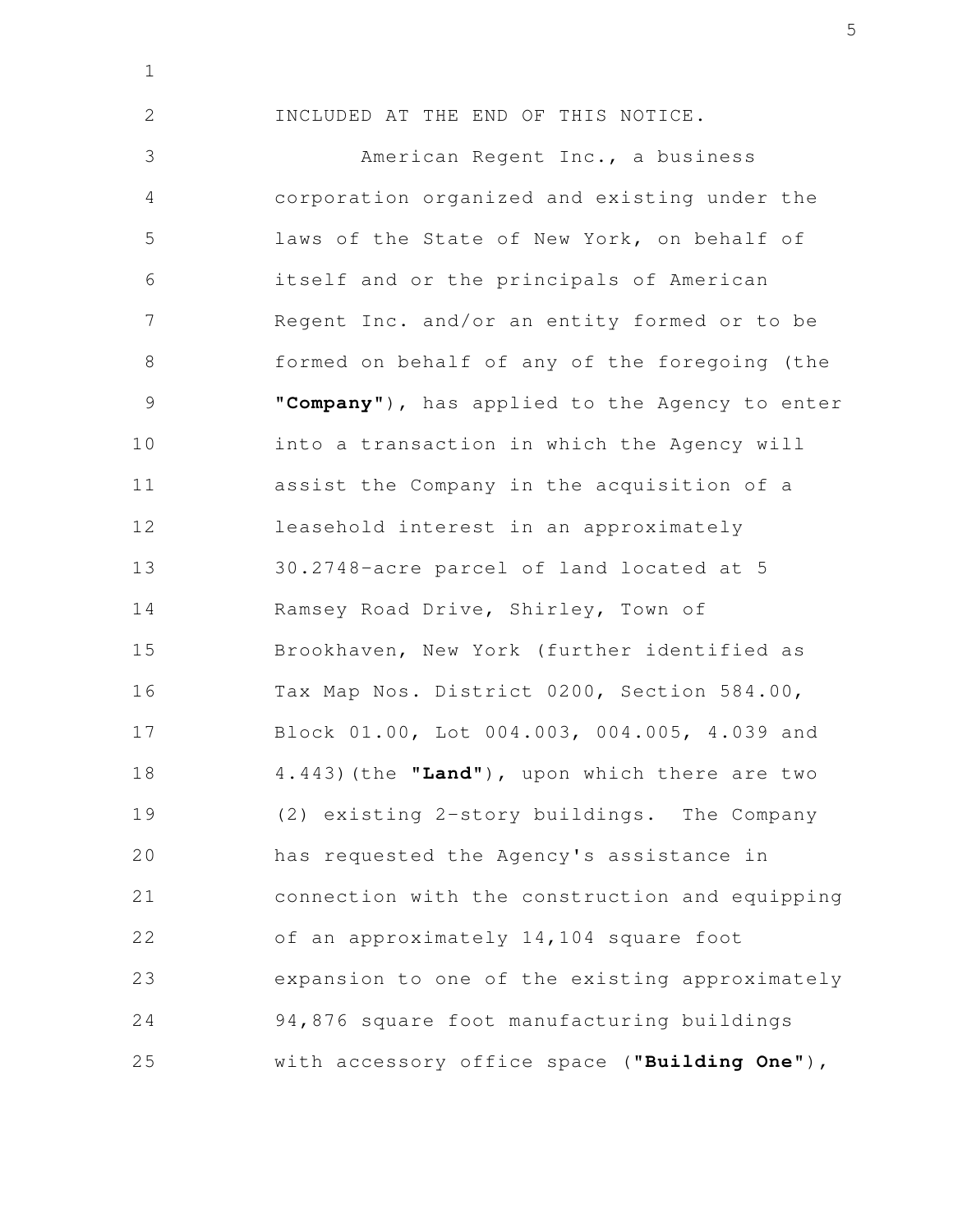INCLUDED AT THE END OF THIS NOTICE.

American Regent Inc., a business corporation organized and existing under the laws of the State of New York, on behalf of itself and or the principals of American Regent Inc. and/or an entity formed or to be formed on behalf of any of the foregoing (the **"Company"**), has applied to the Agency to enter into a transaction in which the Agency will assist the Company in the acquisition of a leasehold interest in an approximately 30.2748-acre parcel of land located at 5 Ramsey Road Drive, Shirley, Town of Brookhaven, New York (further identified as Tax Map Nos. District 0200, Section 584.00, Block 01.00, Lot 004.003, 004.005, 4.039 and 4.443)(the **"Land"**), upon which there are two (2) existing 2-story buildings. The Company has requested the Agency's assistance in connection with the construction and equipping of an approximately 14,104 square foot expansion to one of the existing approximately 94,876 square foot manufacturing buildings with accessory office space (**"Building One"**),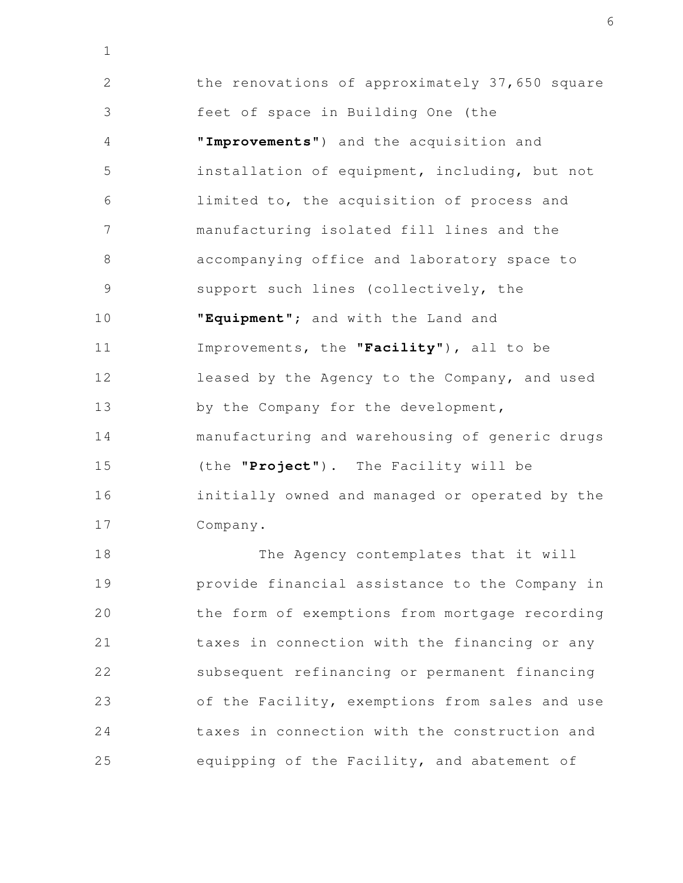the renovations of approximately 37,650 square feet of space in Building One (the **"Improvements"**) and the acquisition and installation of equipment, including, but not limited to, the acquisition of process and manufacturing isolated fill lines and the accompanying office and laboratory space to support such lines (collectively, the **"Equipment"**; and with the Land and Improvements, the **"Facility"**), all to be leased by the Agency to the Company, and used by the Company for the development, manufacturing and warehousing of generic drugs (the **"Project"**). The Facility will be initially owned and managed or operated by the Company.

The Agency contemplates that it will provide financial assistance to the Company in the form of exemptions from mortgage recording taxes in connection with the financing or any subsequent refinancing or permanent financing of the Facility, exemptions from sales and use taxes in connection with the construction and equipping of the Facility, and abatement of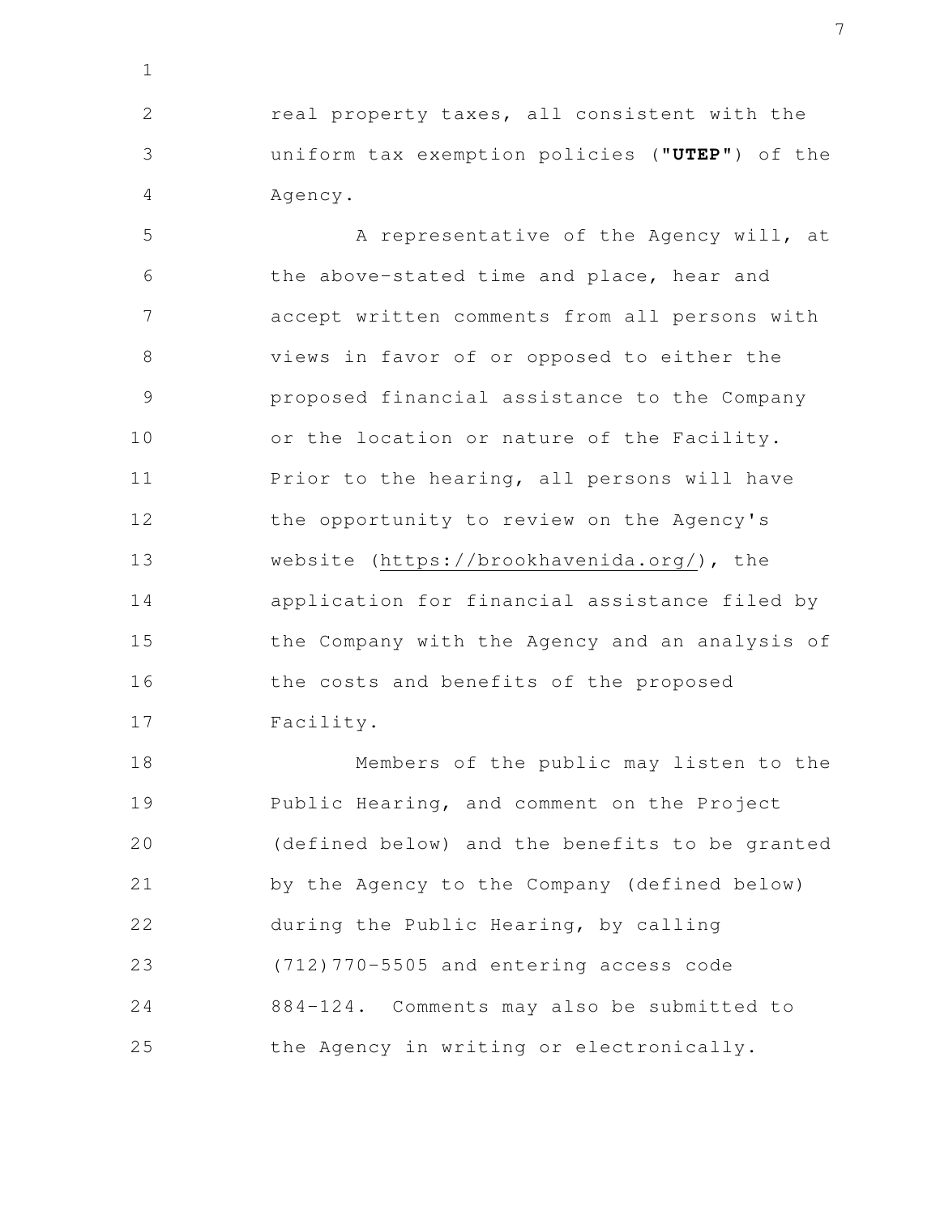real property taxes, all consistent with the uniform tax exemption policies (**"UTEP"**) of the Agency.

A representative of the Agency will, at the above-stated time and place, hear and accept written comments from all persons with views in favor of or opposed to either the proposed financial assistance to the Company or the location or nature of the Facility. Prior to the hearing, all persons will have the opportunity to review on the Agency's website (https://brookhavenida.org/), the application for financial assistance filed by the Company with the Agency and an analysis of the costs and benefits of the proposed Facility.

Members of the public may listen to the Public Hearing, and comment on the Project (defined below) and the benefits to be granted by the Agency to the Company (defined below) during the Public Hearing, by calling (712)770-5505 and entering access code 884-124. Comments may also be submitted to the Agency in writing or electronically.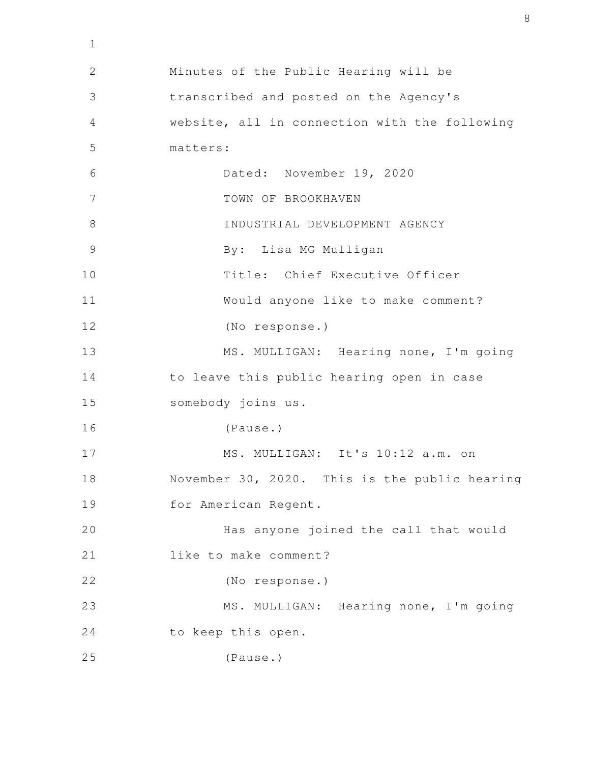Minutes of the Public Hearing will be transcribed and posted on the Agency's website, all in connection with the following matters:

Dated: November 19, 2020

TOWN OF BROOKHAVEN

INDUSTRIAL DEVELOPMENT AGENCY

By: Lisa MG Mulligan

Title: Chief Executive Officer

Would anyone like to make comment?

(No response.)

MS. MULLIGAN: Hearing none, I'm going to leave this public hearing open in case somebody joins us.

(Pause.)

MS. MULLIGAN: It's 10:12 a.m. on November 30, 2020. This is the public hearing for American Regent.

Has anyone joined the call that would like to make comment?

(No response.)

MS. MULLIGAN: Hearing none, I'm going to keep this open.

(Pause.)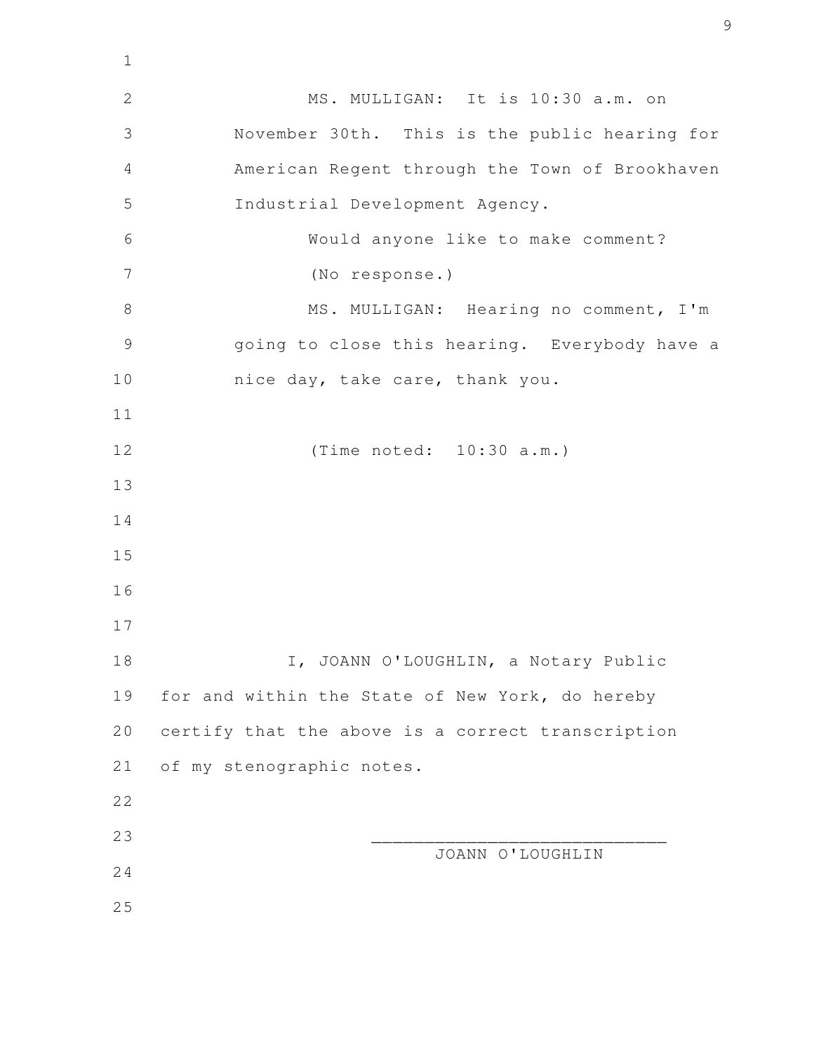MS. MULLIGAN: It is 10:30 a.m. on November 30th. This is the public hearing for American Regent through the Town of Brookhaven Industrial Development Agency.

Would anyone like to make comment?

(No response.)

MS. MULLIGAN: Hearing no comment, I'm going to close this hearing. Everybody have a nice day, take care, thank you.

(Time noted: 10:30 a.m.)

I, JOANN O'LOUGHLIN, a Notary Public for and within the State of New York, do hereby certify that the above is a correct transcription of my stenographic notes.

\_\_\_\_\_\_\_\_\_\_\_\_\_\_\_\_\_\_\_\_\_\_\_\_\_\_\_\_

JOANN O'LOUGHLIN